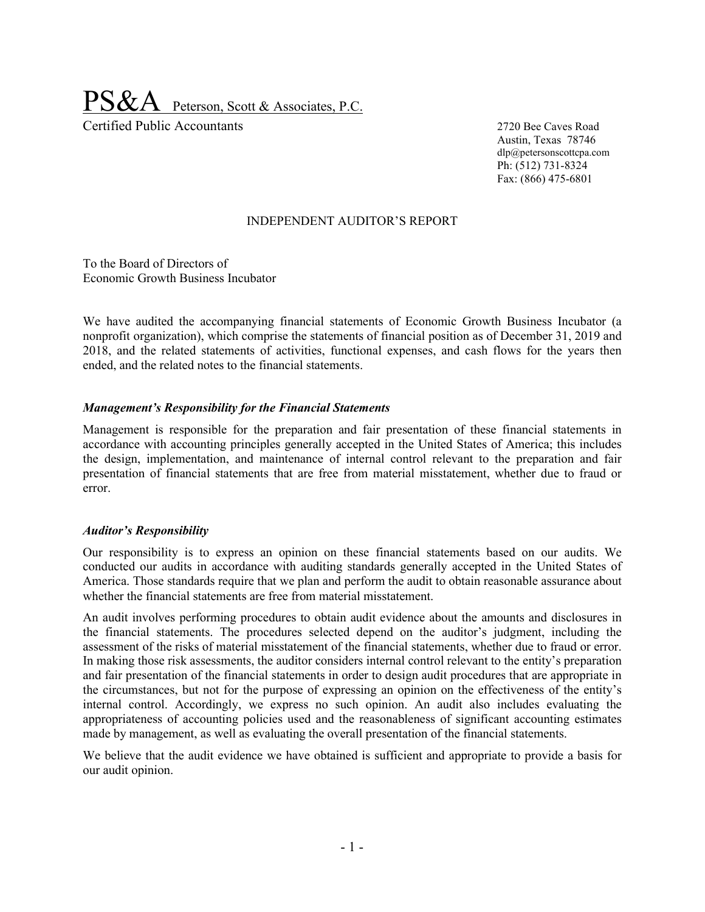PS&A Peterson, Scott & Associates, P.C.

Certified Public Accountants

2720 Bee Caves Road
Austin, Texas 78746
dlp@petersonscottcpa.com
Ph: (512) 731-8324
Fax: (866) 475-6801

# INDEPENDENT AUDITOR'S REPORT

To the Board of Directors of
Economic Growth Business Incubator

We have audited the accompanying financial statements of Economic Growth Business Incubator (a nonprofit organization), which comprise the statements of financial position as of December 31, 2019 and 2018, and the related statements of activities, functional expenses, and cash flows for the years then ended, and the related notes to the financial statements.

### *Management's Responsibility for the Financial Statements*

Management is responsible for the preparation and fair presentation of these financial statements in accordance with accounting principles generally accepted in the United States of America; this includes the design, implementation, and maintenance of internal control relevant to the preparation and fair presentation of financial statements that are free from material misstatement, whether due to fraud or error.

### *Auditor's Responsibility*

Our responsibility is to express an opinion on these financial statements based on our audits. We conducted our audits in accordance with auditing standards generally accepted in the United States of America. Those standards require that we plan and perform the audit to obtain reasonable assurance about whether the financial statements are free from material misstatement.

An audit involves performing procedures to obtain audit evidence about the amounts and disclosures in the financial statements. The procedures selected depend on the auditor's judgment, including the assessment of the risks of material misstatement of the financial statements, whether due to fraud or error. In making those risk assessments, the auditor considers internal control relevant to the entity's preparation and fair presentation of the financial statements in order to design audit procedures that are appropriate in the circumstances, but not for the purpose of expressing an opinion on the effectiveness of the entity's internal control. Accordingly, we express no such opinion. An audit also includes evaluating the appropriateness of accounting policies used and the reasonableness of significant accounting estimates made by management, as well as evaluating the overall presentation of the financial statements.

We believe that the audit evidence we have obtained is sufficient and appropriate to provide a basis for our audit opinion.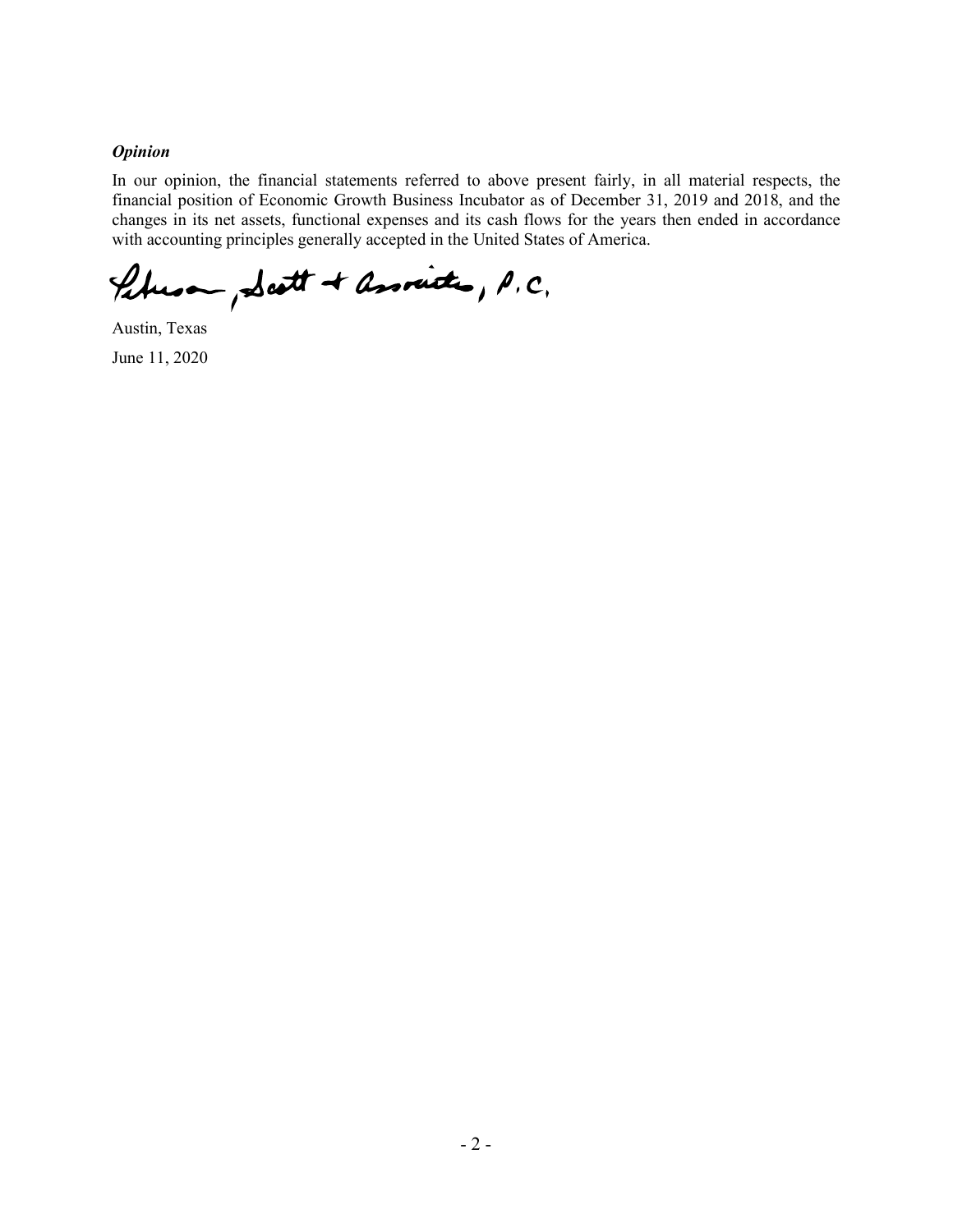***Opinion***

In our opinion, the financial statements referred to above present fairly, in all material respects, the financial position of Economic Growth Business Incubator as of December 31, 2019 and 2018, and the changes in its net assets, functional expenses and its cash flows for the years then ended in accordance with accounting principles generally accepted in the United States of America.

Peterson, Scott & Associates, P.C.

Austin, Texas

June 11, 2020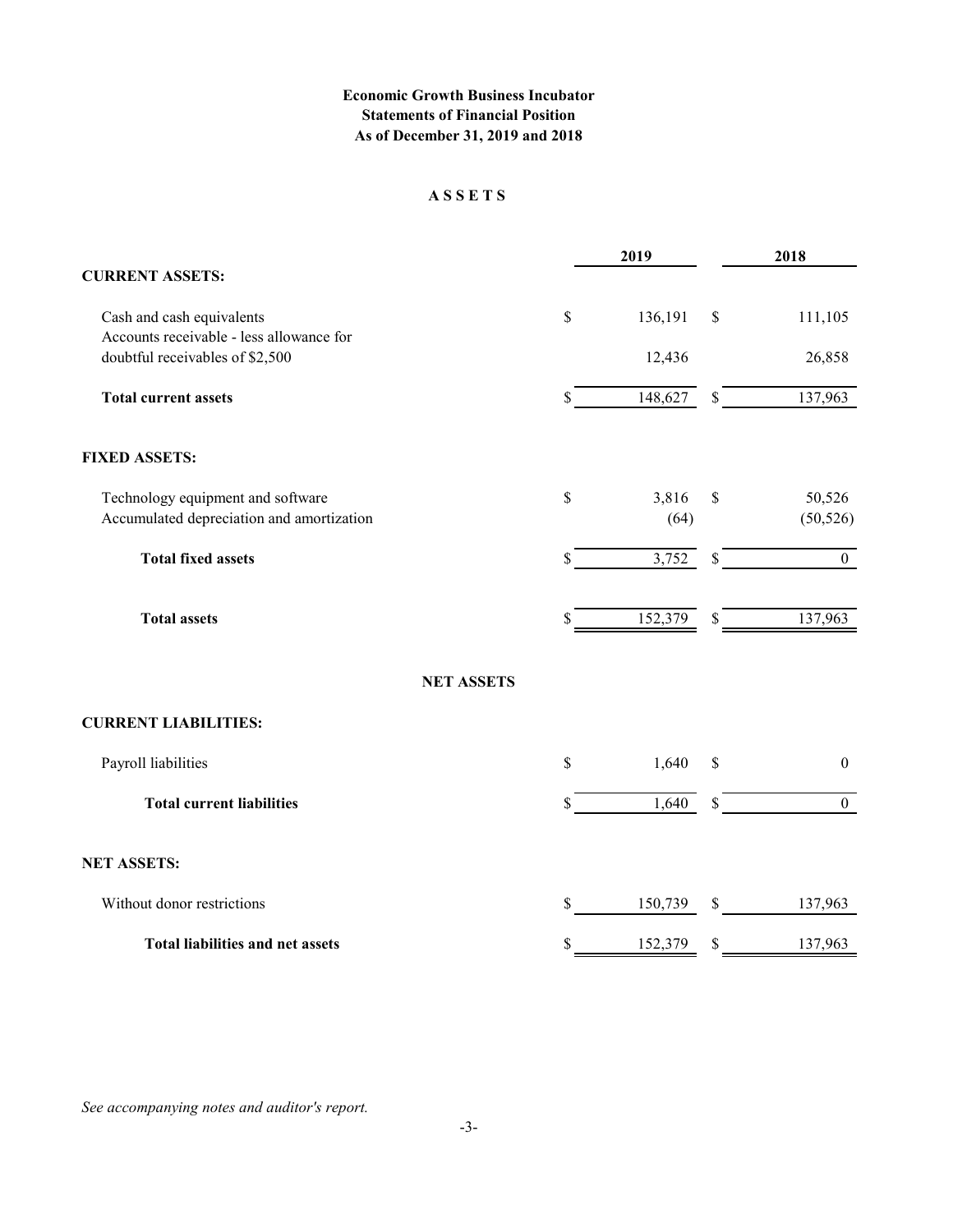# Economic Growth Business Incubator
## Statements of Financial Position
### As of December 31, 2019 and 2018

## A S S E T S

| | 2019 | 2018 |
|---|---|---|
| **CURRENT ASSETS:** | | |
| Cash and cash equivalents | $ 136,191 | $ 111,105 |
| Accounts receivable - less allowance for doubtful receivables of $2,500 | 12,436 | 26,858 |
| **Total current assets** | $ 148,627 | $ 137,963 |
| **FIXED ASSETS:** | | |
| Technology equipment and software | $ 3,816 | $ 50,526 |
| Accumulated depreciation and amortization | (64) | (50,526) |
| **Total fixed assets** | $ 3,752 | $ 0 |
| **Total assets** | $ 152,379 | $ 137,963 |

## NET ASSETS

| | 2019 | 2018 |
|---|---|---|
| **CURRENT LIABILITIES:** | | |
| Payroll liabilities | $ 1,640 | $ 0 |
| **Total current liabilities** | $ 1,640 | $ 0 |
| **NET ASSETS:** | | |
| Without donor restrictions | $ 150,739 | $ 137,963 |
| **Total liabilities and net assets** | $ 152,379 | $ 137,963 |

*See accompanying notes and auditor's report.*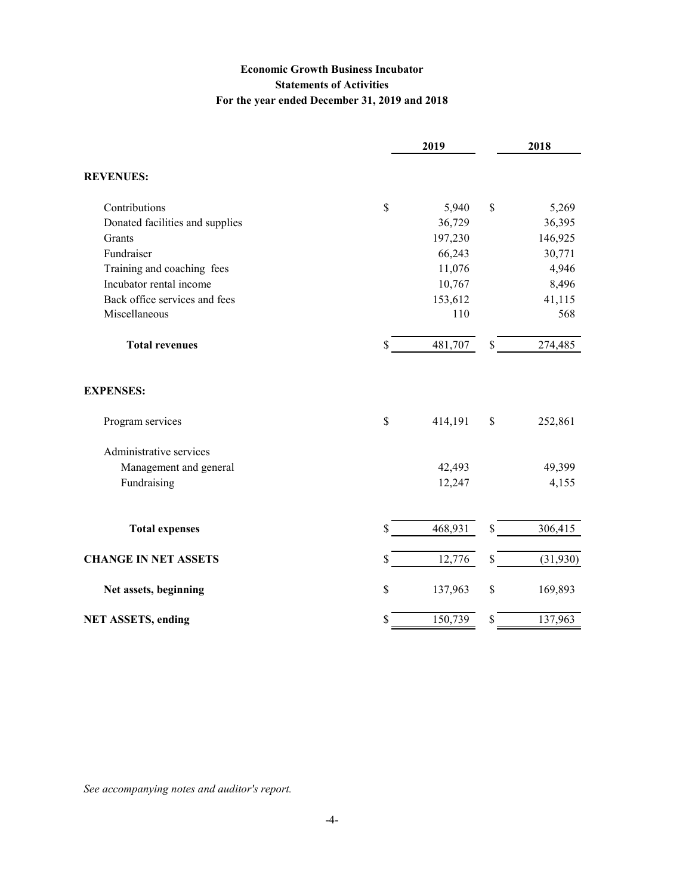# Economic Growth Business Incubator
## Statements of Activities
### For the year ended December 31, 2019 and 2018

| | 2019 | 2018 |
|---|---|---|
| **REVENUES:** | | |
| Contributions | $ 5,940 | $ 5,269 |
| Donated facilities and supplies | 36,729 | 36,395 |
| Grants | 197,230 | 146,925 |
| Fundraiser | 66,243 | 30,771 |
| Training and coaching fees | 11,076 | 4,946 |
| Incubator rental income | 10,767 | 8,496 |
| Back office services and fees | 153,612 | 41,115 |
| Miscellaneous | 110 | 568 |
| **Total revenues** | $ 481,707 | $ 274,485 |
| **EXPENSES:** | | |
| Program services | $ 414,191 | $ 252,861 |
| Administrative services | | |
| Management and general | 42,493 | 49,399 |
| Fundraising | 12,247 | 4,155 |
| **Total expenses** | $ 468,931 | $ 306,415 |
| **CHANGE IN NET ASSETS** | $ 12,776 | $ (31,930) |
| **Net assets, beginning** | $ 137,963 | $ 169,893 |
| **NET ASSETS, ending** | $ 150,739 | $ 137,963 |

*See accompanying notes and auditor's report.*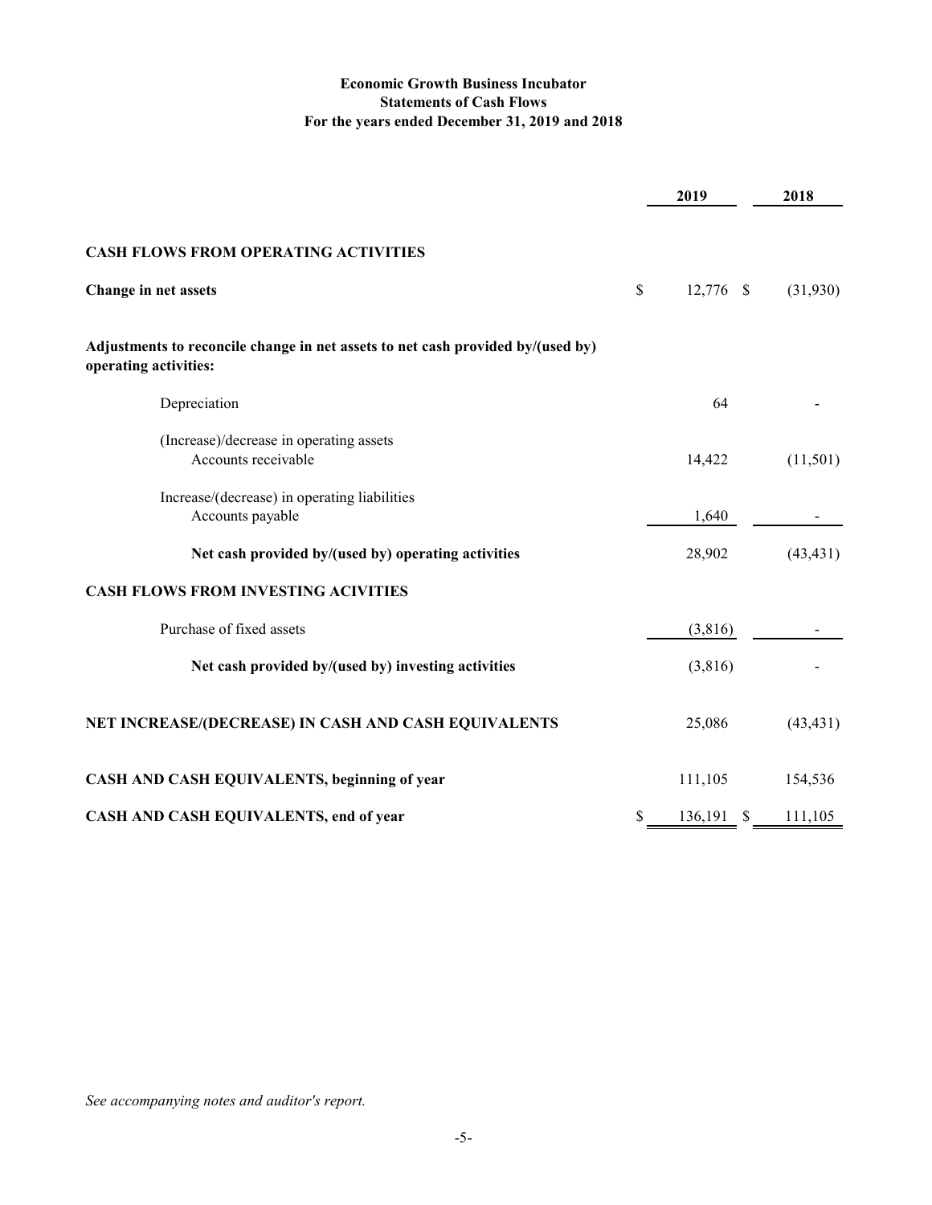**Economic Growth Business Incubator**
**Statements of Cash Flows**
**For the years ended December 31, 2019 and 2018**

| | 2019 | 2018 |
|---|---|---|
| **CASH FLOWS FROM OPERATING ACTIVITIES** | | |
| **Change in net assets** | $ 12,776 | $ (31,930) |
| **Adjustments to reconcile change in net assets to net cash provided by/(used by) operating activities:** | | |
| Depreciation | 64 | - |
| (Increase)/decrease in operating assets | | |
| Accounts receivable | 14,422 | (11,501) |
| Increase/(decrease) in operating liabilities | | |
| Accounts payable | 1,640 | - |
| **Net cash provided by/(used by) operating activities** | 28,902 | (43,431) |
| **CASH FLOWS FROM INVESTING ACIVITIES** | | |
| Purchase of fixed assets | (3,816) | - |
| **Net cash provided by/(used by) investing activities** | (3,816) | - |
| **NET INCREASE/(DECREASE) IN CASH AND CASH EQUIVALENTS** | 25,086 | (43,431) |
| **CASH AND CASH EQUIVALENTS, beginning of year** | 111,105 | 154,536 |
| **CASH AND CASH EQUIVALENTS, end of year** | $ 136,191 | $ 111,105 |

*See accompanying notes and auditor's report.*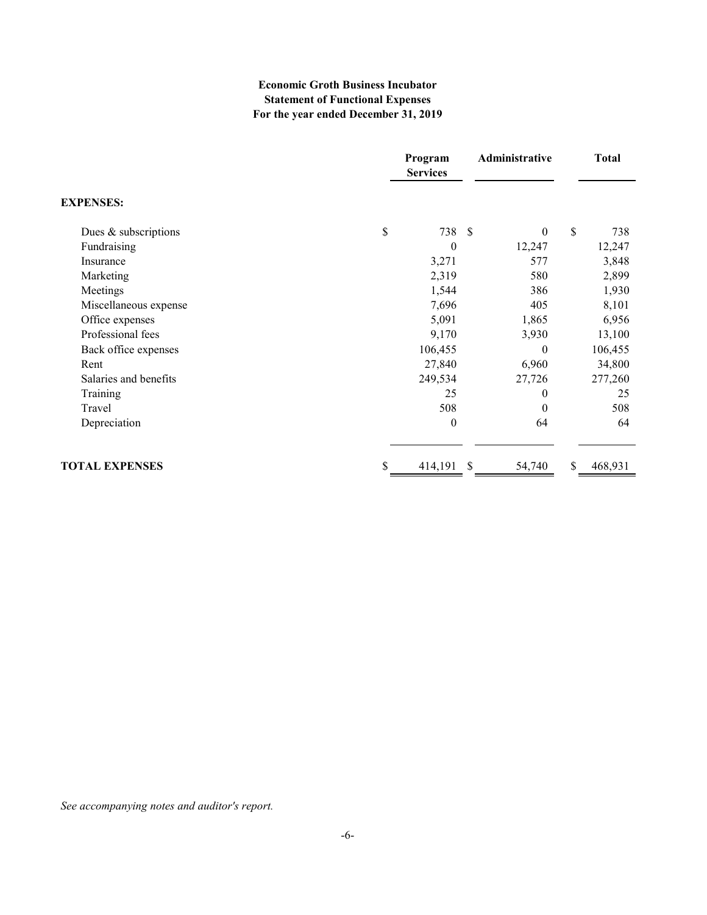**Economic Groth Business Incubator**
**Statement of Functional Expenses**
**For the year ended December 31, 2019**

| | Program Services | Administrative | Total |
|---|---|---|---|
| **EXPENSES:** | | | |
| Dues & subscriptions | $ 738 | $ 0 | $ 738 |
| Fundraising | 0 | 12,247 | 12,247 |
| Insurance | 3,271 | 577 | 3,848 |
| Marketing | 2,319 | 580 | 2,899 |
| Meetings | 1,544 | 386 | 1,930 |
| Miscellaneous expense | 7,696 | 405 | 8,101 |
| Office expenses | 5,091 | 1,865 | 6,956 |
| Professional fees | 9,170 | 3,930 | 13,100 |
| Back office expenses | 106,455 | 0 | 106,455 |
| Rent | 27,840 | 6,960 | 34,800 |
| Salaries and benefits | 249,534 | 27,726 | 277,260 |
| Training | 25 | 0 | 25 |
| Travel | 508 | 0 | 508 |
| Depreciation | 0 | 64 | 64 |
| **TOTAL EXPENSES** | $ 414,191 | $ 54,740 | $ 468,931 |

*See accompanying notes and auditor's report.*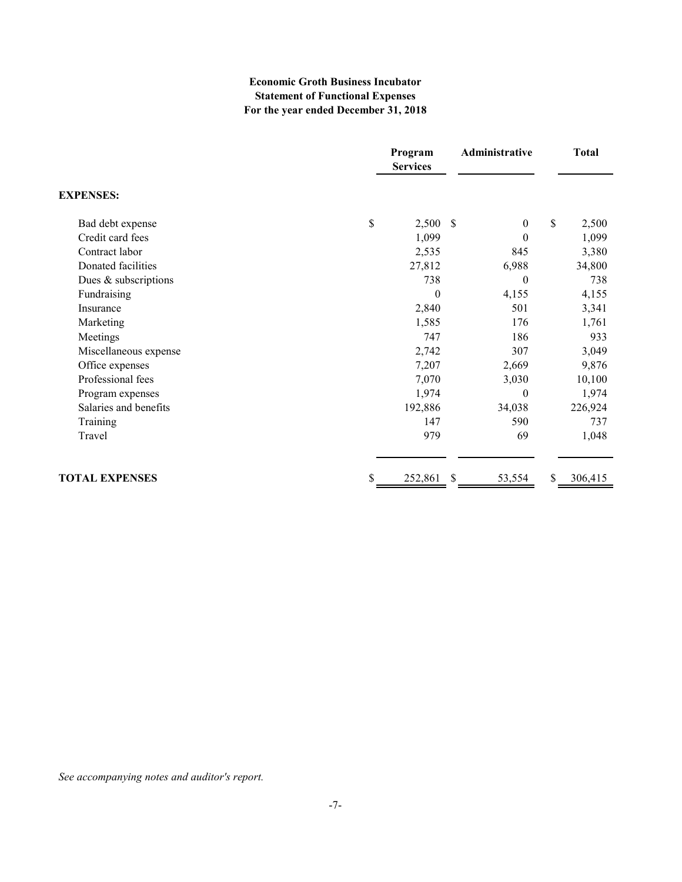**Economic Groth Business Incubator**
**Statement of Functional Expenses**
**For the year ended December 31, 2018**

| | Program Services | Administrative | Total |
|---|---|---|---|
| **EXPENSES:** | | | |
| Bad debt expense | $ 2,500 | $ 0 | $ 2,500 |
| Credit card fees | 1,099 | 0 | 1,099 |
| Contract labor | 2,535 | 845 | 3,380 |
| Donated facilities | 27,812 | 6,988 | 34,800 |
| Dues & subscriptions | 738 | 0 | 738 |
| Fundraising | 0 | 4,155 | 4,155 |
| Insurance | 2,840 | 501 | 3,341 |
| Marketing | 1,585 | 176 | 1,761 |
| Meetings | 747 | 186 | 933 |
| Miscellaneous expense | 2,742 | 307 | 3,049 |
| Office expenses | 7,207 | 2,669 | 9,876 |
| Professional fees | 7,070 | 3,030 | 10,100 |
| Program expenses | 1,974 | 0 | 1,974 |
| Salaries and benefits | 192,886 | 34,038 | 226,924 |
| Training | 147 | 590 | 737 |
| Travel | 979 | 69 | 1,048 |
| **TOTAL EXPENSES** | $ 252,861 | $ 53,554 | $ 306,415 |

*See accompanying notes and auditor's report.*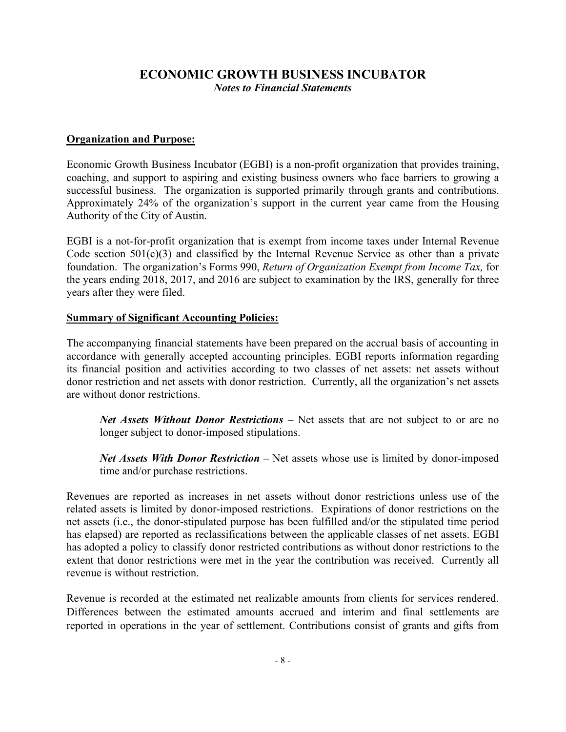# ECONOMIC GROWTH BUSINESS INCUBATOR

*Notes to Financial Statements*

**Organization and Purpose:**

Economic Growth Business Incubator (EGBI) is a non-profit organization that provides training, coaching, and support to aspiring and existing business owners who face barriers to growing a successful business. The organization is supported primarily through grants and contributions. Approximately 24% of the organization's support in the current year came from the Housing Authority of the City of Austin.

EGBI is a not-for-profit organization that is exempt from income taxes under Internal Revenue Code section 501(c)(3) and classified by the Internal Revenue Service as other than a private foundation. The organization's Forms 990, *Return of Organization Exempt from Income Tax,* for the years ending 2018, 2017, and 2016 are subject to examination by the IRS, generally for three years after they were filed.

**Summary of Significant Accounting Policies:**

The accompanying financial statements have been prepared on the accrual basis of accounting in accordance with generally accepted accounting principles. EGBI reports information regarding its financial position and activities according to two classes of net assets: net assets without donor restriction and net assets with donor restriction. Currently, all the organization's net assets are without donor restrictions.

> ***Net Assets Without Donor Restrictions*** – Net assets that are not subject to or are no longer subject to donor-imposed stipulations.
>
> ***Net Assets With Donor Restriction –*** Net assets whose use is limited by donor-imposed time and/or purchase restrictions.

Revenues are reported as increases in net assets without donor restrictions unless use of the related assets is limited by donor-imposed restrictions. Expirations of donor restrictions on the net assets (i.e., the donor-stipulated purpose has been fulfilled and/or the stipulated time period has elapsed) are reported as reclassifications between the applicable classes of net assets. EGBI has adopted a policy to classify donor restricted contributions as without donor restrictions to the extent that donor restrictions were met in the year the contribution was received. Currently all revenue is without restriction.

Revenue is recorded at the estimated net realizable amounts from clients for services rendered. Differences between the estimated amounts accrued and interim and final settlements are reported in operations in the year of settlement. Contributions consist of grants and gifts from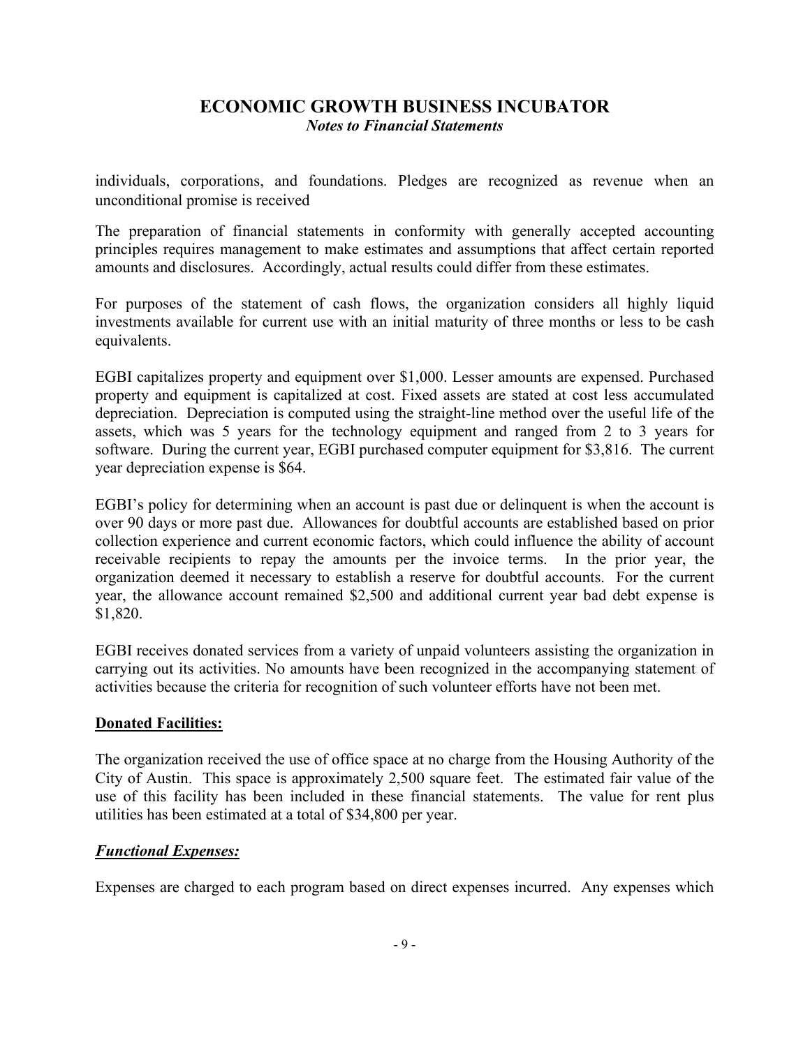individuals, corporations, and foundations. Pledges are recognized as revenue when an unconditional promise is received

The preparation of financial statements in conformity with generally accepted accounting principles requires management to make estimates and assumptions that affect certain reported amounts and disclosures. Accordingly, actual results could differ from these estimates.

For purposes of the statement of cash flows, the organization considers all highly liquid investments available for current use with an initial maturity of three months or less to be cash equivalents.

EGBI capitalizes property and equipment over $1,000. Lesser amounts are expensed. Purchased property and equipment is capitalized at cost. Fixed assets are stated at cost less accumulated depreciation. Depreciation is computed using the straight-line method over the useful life of the assets, which was 5 years for the technology equipment and ranged from 2 to 3 years for software. During the current year, EGBI purchased computer equipment for $3,816. The current year depreciation expense is $64.

EGBI's policy for determining when an account is past due or delinquent is when the account is over 90 days or more past due. Allowances for doubtful accounts are established based on prior collection experience and current economic factors, which could influence the ability of account receivable recipients to repay the amounts per the invoice terms. In the prior year, the organization deemed it necessary to establish a reserve for doubtful accounts. For the current year, the allowance account remained $2,500 and additional current year bad debt expense is $1,820.

EGBI receives donated services from a variety of unpaid volunteers assisting the organization in carrying out its activities. No amounts have been recognized in the accompanying statement of activities because the criteria for recognition of such volunteer efforts have not been met.

**Donated Facilities:**

The organization received the use of office space at no charge from the Housing Authority of the City of Austin. This space is approximately 2,500 square feet. The estimated fair value of the use of this facility has been included in these financial statements. The value for rent plus utilities has been estimated at a total of $34,800 per year.

***Functional Expenses:***

Expenses are charged to each program based on direct expenses incurred. Any expenses which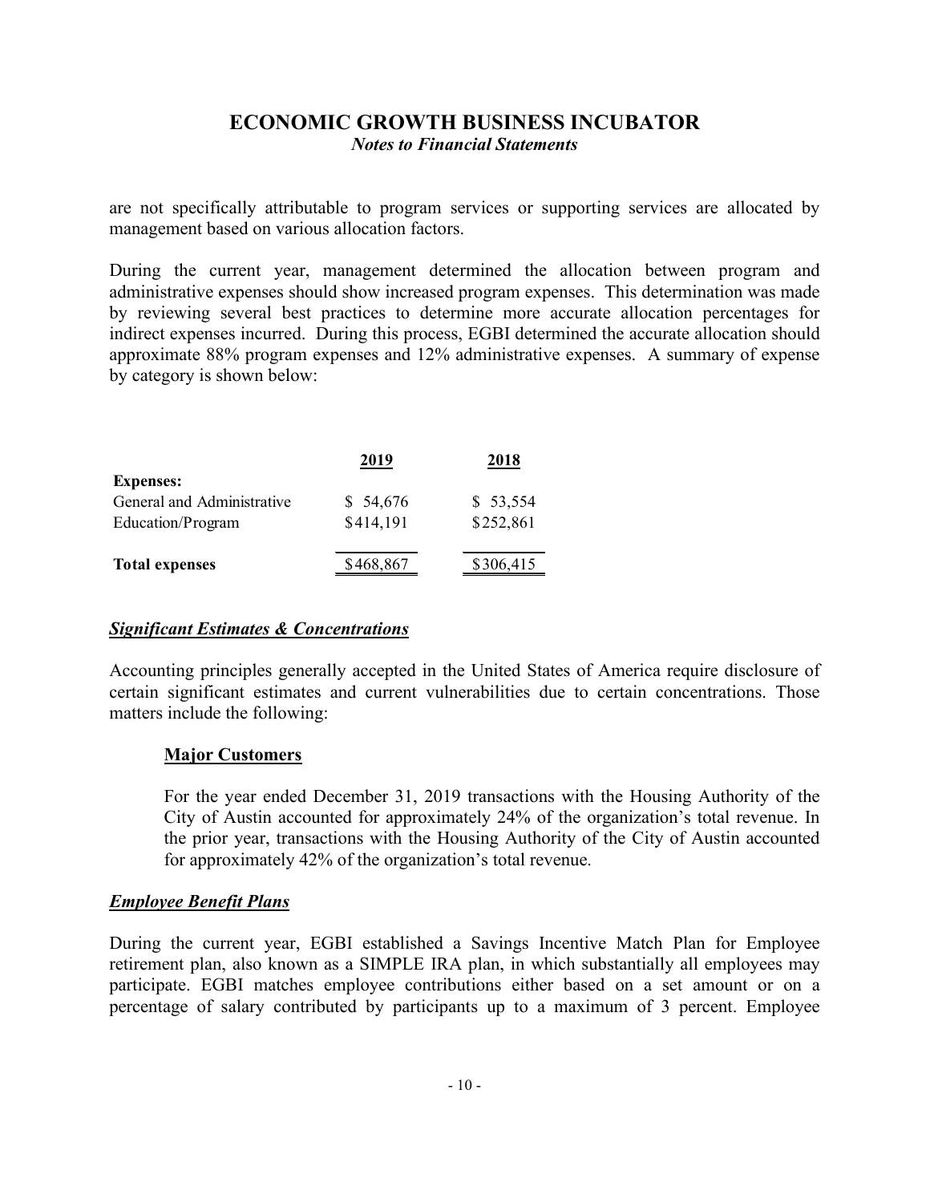are not specifically attributable to program services or supporting services are allocated by management based on various allocation factors.

During the current year, management determined the allocation between program and administrative expenses should show increased program expenses. This determination was made by reviewing several best practices to determine more accurate allocation percentages for indirect expenses incurred. During this process, EGBI determined the accurate allocation should approximate 88% program expenses and 12% administrative expenses. A summary of expense by category is shown below:

| | 2019 | 2018 |
|---|---|---|
| **Expenses:** | | |
| General and Administrative | $ 54,676 | $ 53,554 |
| Education/Program | $414,191 | $252,861 |
| **Total expenses** | $468,867 | $306,415 |

### ***Significant Estimates & Concentrations***

Accounting principles generally accepted in the United States of America require disclosure of certain significant estimates and current vulnerabilities due to certain concentrations. Those matters include the following:

#### **Major Customers**

For the year ended December 31, 2019 transactions with the Housing Authority of the City of Austin accounted for approximately 24% of the organization's total revenue. In the prior year, transactions with the Housing Authority of the City of Austin accounted for approximately 42% of the organization's total revenue.

### ***Employee Benefit Plans***

During the current year, EGBI established a Savings Incentive Match Plan for Employee retirement plan, also known as a SIMPLE IRA plan, in which substantially all employees may participate. EGBI matches employee contributions either based on a set amount or on a percentage of salary contributed by participants up to a maximum of 3 percent. Employee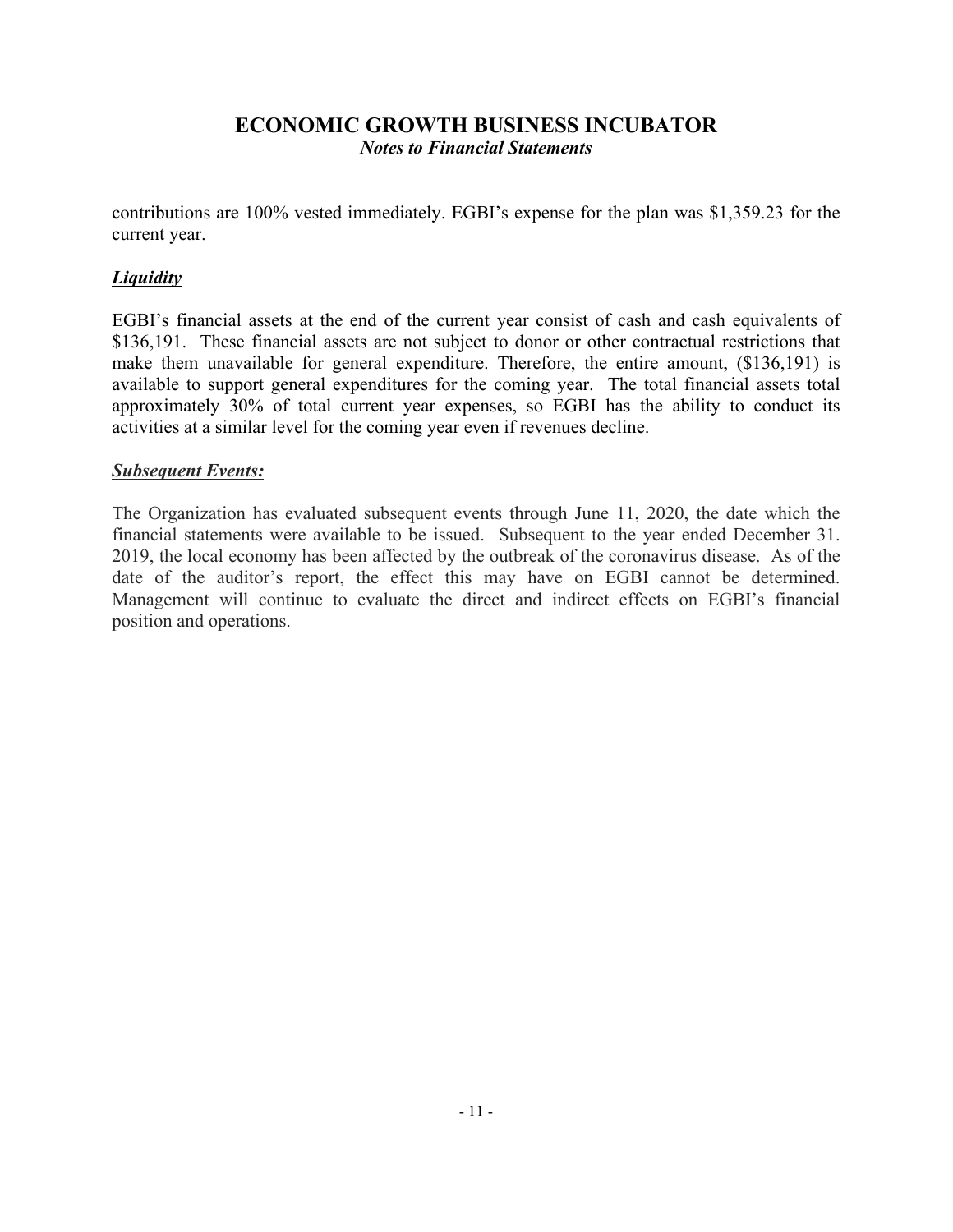# ECONOMIC GROWTH BUSINESS INCUBATOR

*Notes to Financial Statements*

contributions are 100% vested immediately. EGBI's expense for the plan was $1,359.23 for the current year.

***Liquidity***

EGBI's financial assets at the end of the current year consist of cash and cash equivalents of $136,191. These financial assets are not subject to donor or other contractual restrictions that make them unavailable for general expenditure. Therefore, the entire amount, ($136,191) is available to support general expenditures for the coming year. The total financial assets total approximately 30% of total current year expenses, so EGBI has the ability to conduct its activities at a similar level for the coming year even if revenues decline.

***Subsequent Events:***

The Organization has evaluated subsequent events through June 11, 2020, the date which the financial statements were available to be issued. Subsequent to the year ended December 31. 2019, the local economy has been affected by the outbreak of the coronavirus disease. As of the date of the auditor's report, the effect this may have on EGBI cannot be determined. Management will continue to evaluate the direct and indirect effects on EGBI's financial position and operations.